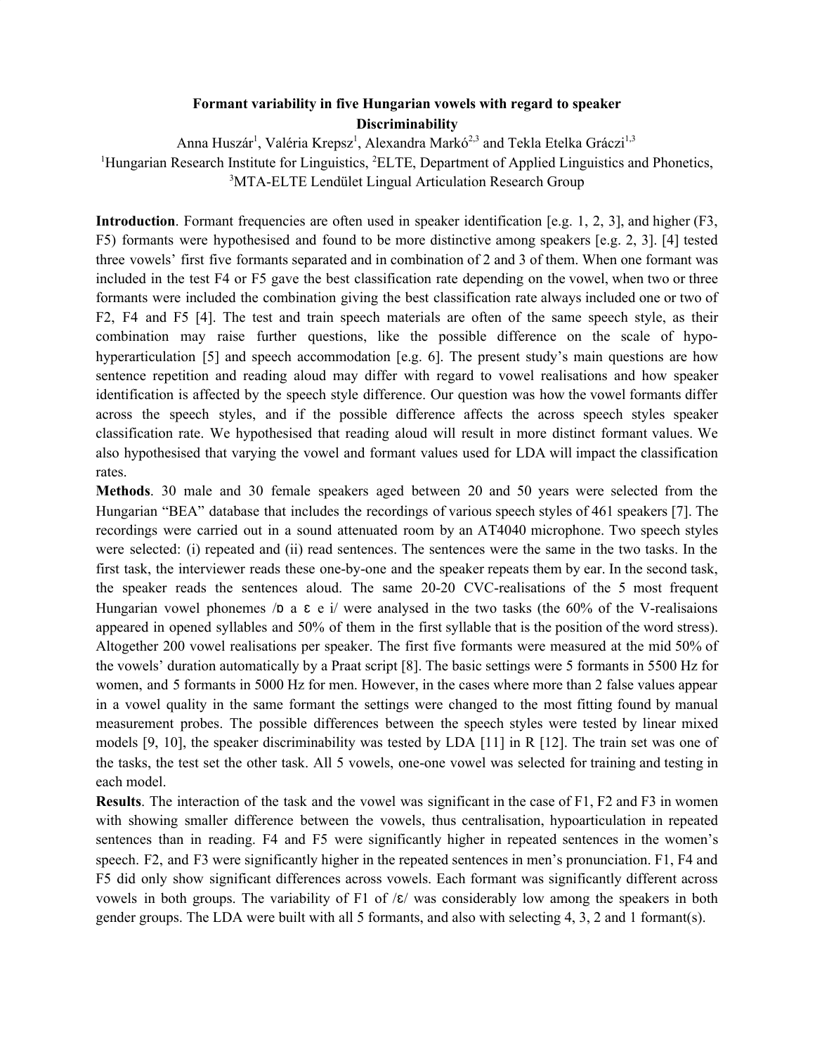# Formant variability in five Hungarian vowels with regard to speaker Discriminability

Anna Huszár[1], Valéria Krepsz[1], Alexandra Markó[2,3] and Tekla Etelka Gráczi[1,3]

[1]Hungarian Research Institute for Linguistics, [2]ELTE, Department of Applied Linguistics and Phonetics, [3]MTA-ELTE Lendület Lingual Articulation Research Group

**Introduction**. Formant frequencies are often used in speaker identification [e.g. 1, 2, 3], and higher (F3, F5) formants were hypothesised and found to be more distinctive among speakers [e.g. 2, 3]. [4] tested three vowels' first five formants separated and in combination of 2 and 3 of them. When one formant was included in the test F4 or F5 gave the best classification rate depending on the vowel, when two or three formants were included the combination giving the best classification rate always included one or two of F2, F4 and F5 [4]. The test and train speech materials are often of the same speech style, as their combination may raise further questions, like the possible difference on the scale of hypo-hyperarticulation [5] and speech accommodation [e.g. 6]. The present study's main questions are how sentence repetition and reading aloud may differ with regard to vowel realisations and how speaker identification is affected by the speech style difference. Our question was how the vowel formants differ across the speech styles, and if the possible difference affects the across speech styles speaker classification rate. We hypothesised that reading aloud will result in more distinct formant values. We also hypothesised that varying the vowel and formant values used for LDA will impact the classification rates.

**Methods**. 30 male and 30 female speakers aged between 20 and 50 years were selected from the Hungarian "BEA" database that includes the recordings of various speech styles of 461 speakers [7]. The recordings were carried out in a sound attenuated room by an AT4040 microphone. Two speech styles were selected: (i) repeated and (ii) read sentences. The sentences were the same in the two tasks. In the first task, the interviewer reads these one-by-one and the speaker repeats them by ear. In the second task, the speaker reads the sentences aloud. The same 20-20 CVC-realisations of the 5 most frequent Hungarian vowel phonemes /ɒ a ɛ e i/ were analysed in the two tasks (the 60% of the V-realisaions appeared in opened syllables and 50% of them in the first syllable that is the position of the word stress). Altogether 200 vowel realisations per speaker. The first five formants were measured at the mid 50% of the vowels' duration automatically by a Praat script [8]. The basic settings were 5 formants in 5500 Hz for women, and 5 formants in 5000 Hz for men. However, in the cases where more than 2 false values appear in a vowel quality in the same formant the settings were changed to the most fitting found by manual measurement probes. The possible differences between the speech styles were tested by linear mixed models [9, 10], the speaker discriminability was tested by LDA [11] in R [12]. The train set was one of the tasks, the test set the other task. All 5 vowels, one-one vowel was selected for training and testing in each model.

**Results**. The interaction of the task and the vowel was significant in the case of F1, F2 and F3 in women with showing smaller difference between the vowels, thus centralisation, hypoarticulation in repeated sentences than in reading. F4 and F5 were significantly higher in repeated sentences in the women's speech. F2, and F3 were significantly higher in the repeated sentences in men's pronunciation. F1, F4 and F5 did only show significant differences across vowels. Each formant was significantly different across vowels in both groups. The variability of F1 of /ɛ/ was considerably low among the speakers in both gender groups. The LDA were built with all 5 formants, and also with selecting 4, 3, 2 and 1 formant(s).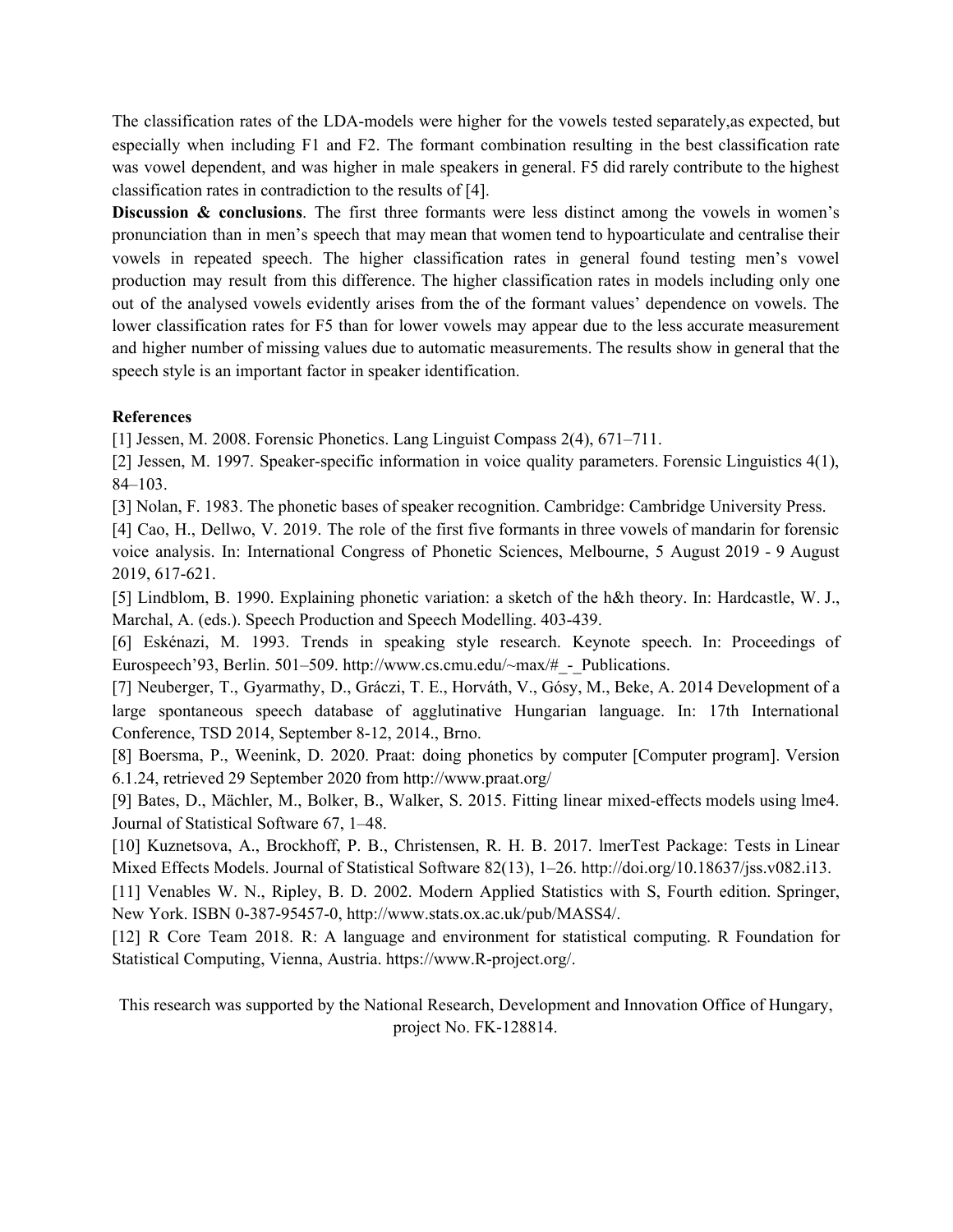The classification rates of the LDA-models were higher for the vowels tested separately,as expected, but especially when including F1 and F2. The formant combination resulting in the best classification rate was vowel dependent, and was higher in male speakers in general. F5 did rarely contribute to the highest classification rates in contradiction to the results of [4].

**Discussion & conclusions**. The first three formants were less distinct among the vowels in women's pronunciation than in men's speech that may mean that women tend to hypoarticulate and centralise their vowels in repeated speech. The higher classification rates in general found testing men's vowel production may result from this difference. The higher classification rates in models including only one out of the analysed vowels evidently arises from the of the formant values' dependence on vowels. The lower classification rates for F5 than for lower vowels may appear due to the less accurate measurement and higher number of missing values due to automatic measurements. The results show in general that the speech style is an important factor in speaker identification.

**References**

[1] Jessen, M. 2008. Forensic Phonetics. Lang Linguist Compass 2(4), 671–711.

[2] Jessen, M. 1997. Speaker-specific information in voice quality parameters. Forensic Linguistics 4(1), 84–103.

[3] Nolan, F. 1983. The phonetic bases of speaker recognition. Cambridge: Cambridge University Press.

[4] Cao, H., Dellwo, V. 2019. The role of the first five formants in three vowels of mandarin for forensic voice analysis. In: International Congress of Phonetic Sciences, Melbourne, 5 August 2019 - 9 August 2019, 617-621.

[5] Lindblom, B. 1990. Explaining phonetic variation: a sketch of the h&h theory. In: Hardcastle, W. J., Marchal, A. (eds.). Speech Production and Speech Modelling. 403-439.

[6] Eskénazi, M. 1993. Trends in speaking style research. Keynote speech. In: Proceedings of Eurospeech'93, Berlin. 501–509. http://www.cs.cmu.edu/~max/#_-_Publications.

[7] Neuberger, T., Gyarmathy, D., Gráczi, T. E., Horváth, V., Gósy, M., Beke, A. 2014 Development of a large spontaneous speech database of agglutinative Hungarian language. In: 17th International Conference, TSD 2014, September 8-12, 2014., Brno.

[8] Boersma, P., Weenink, D. 2020. Praat: doing phonetics by computer [Computer program]. Version 6.1.24, retrieved 29 September 2020 from http://www.praat.org/

[9] Bates, D., Mächler, M., Bolker, B., Walker, S. 2015. Fitting linear mixed-effects models using lme4. Journal of Statistical Software 67, 1–48.

[10] Kuznetsova, A., Brockhoff, P. B., Christensen, R. H. B. 2017. lmerTest Package: Tests in Linear Mixed Effects Models. Journal of Statistical Software 82(13), 1–26. http://doi.org/10.18637/jss.v082.i13.

[11] Venables W. N., Ripley, B. D. 2002. Modern Applied Statistics with S, Fourth edition. Springer, New York. ISBN 0-387-95457-0, http://www.stats.ox.ac.uk/pub/MASS4/.

[12] R Core Team 2018. R: A language and environment for statistical computing. R Foundation for Statistical Computing, Vienna, Austria. https://www.R-project.org/.

This research was supported by the National Research, Development and Innovation Office of Hungary, project No. FK-128814.